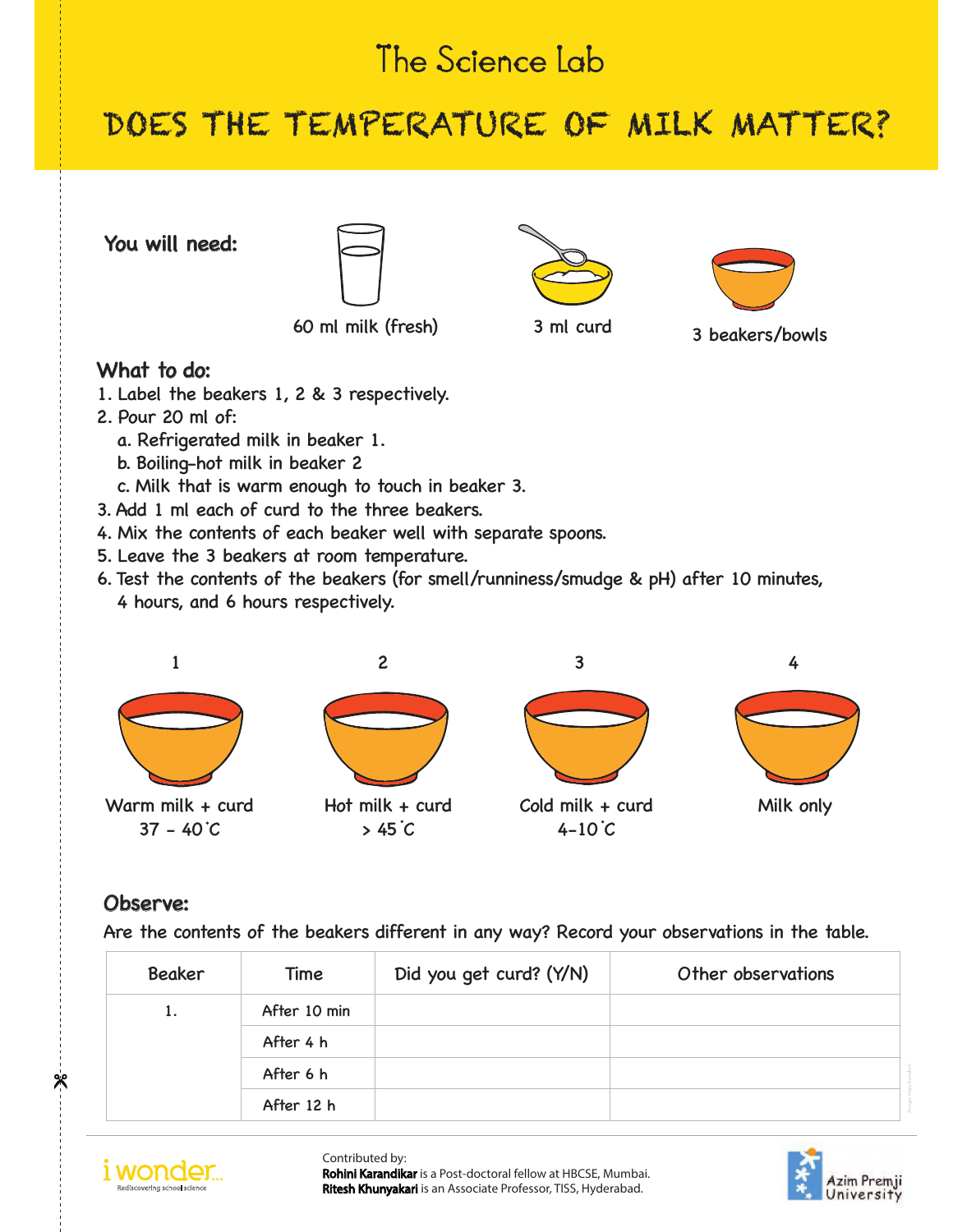# The Science Lab

## DOES THE TEMPERATURE OF MILK MATTER?

**You will need:**

60 ml milk (fresh)

3 ml curd

3 beakers/bowls

### What to do:

1. Label the beakers 1, 2 & 3 respectively.
2. Pour 20 ml of:
   a. Refrigerated milk in beaker 1.
   b. Boiling-hot milk in beaker 2
   c. Milk that is warm enough to touch in beaker 3.
3. Add 1 ml each of curd to the three beakers.
4. Mix the contents of each beaker well with separate spoons.
5. Leave the 3 beakers at room temperature.
6. Test the contents of the beakers (for smell/runniness/smudge & pH) after 10 minutes, 4 hours, and 6 hours respectively.

1 — Warm milk + curd 37 - 40˚C

2 — Hot milk + curd > 45˚C

3 — Cold milk + curd 4-10˚C

4 — Milk only

### Observe:

Are the contents of the beakers different in any way? Record your observations in the table.

| Beaker | Time | Did you get curd? (Y/N) | Other observations |
|---|---|---|---|
| 1. | After 10 min | | |
| | After 4 h | | |
| | After 6 h | | |
| | After 12 h | | |

Contributed by:
**Rohini Karandikar** is a Post-doctoral fellow at HBCSE, Mumbai.
**Ritesh Khunyakari** is an Associate Professor, TISS, Hyderabad.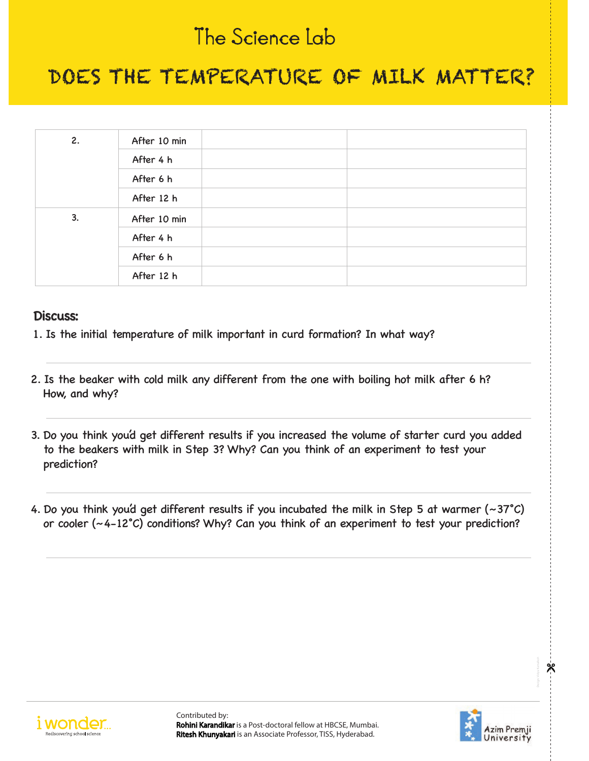# The Science Lab

## DOES THE TEMPERATURE OF MILK MATTER?

| | | | |
|---|---|---|---|
| 2. | After 10 min | | |
| | After 4 h | | |
| | After 6 h | | |
| | After 12 h | | |
| 3. | After 10 min | | |
| | After 4 h | | |
| | After 6 h | | |
| | After 12 h | | |

### Discuss:

1. Is the initial temperature of milk important in curd formation? In what way?

2. Is the beaker with cold milk any different from the one with boiling hot milk after 6 h? How, and why?

3. Do you think you'd get different results if you increased the volume of starter curd you added to the beakers with milk in Step 3? Why? Can you think of an experiment to test your prediction?

4. Do you think you'd get different results if you incubated the milk in Step 5 at warmer (~37°C) or cooler (~4-12°C) conditions? Why? Can you think of an experiment to test your prediction?

i wonder... Rediscovering school science

Contributed by:
**Rohini Karandikar** is a Post-doctoral fellow at HBCSE, Mumbai.
**Ritesh Khunyakari** is an Associate Professor, TISS, Hyderabad.

Azim Premji University